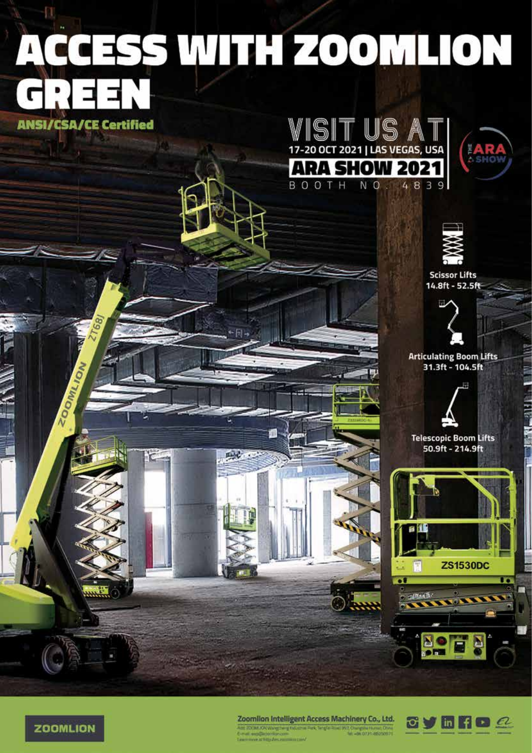# ACCESS WITH ZOOMLION GREEN

**ANSI/CSA/CE Certified**

## VISIT US AT

17-20 OCT 2021 | LAS VEGAS, USA

**ARA SHOW 2021**

BOOTH NO. 4839

**Scissor Lifts**
14.8ft - 52.5ft

**Articulating Boom Lifts**
31.3ft - 104.5ft

**Telescopic Boom Lifts**
50.9ft - 214.9ft

ZOOMLION

**Zoomlion Intelligent Access Machinery Co., Ltd.**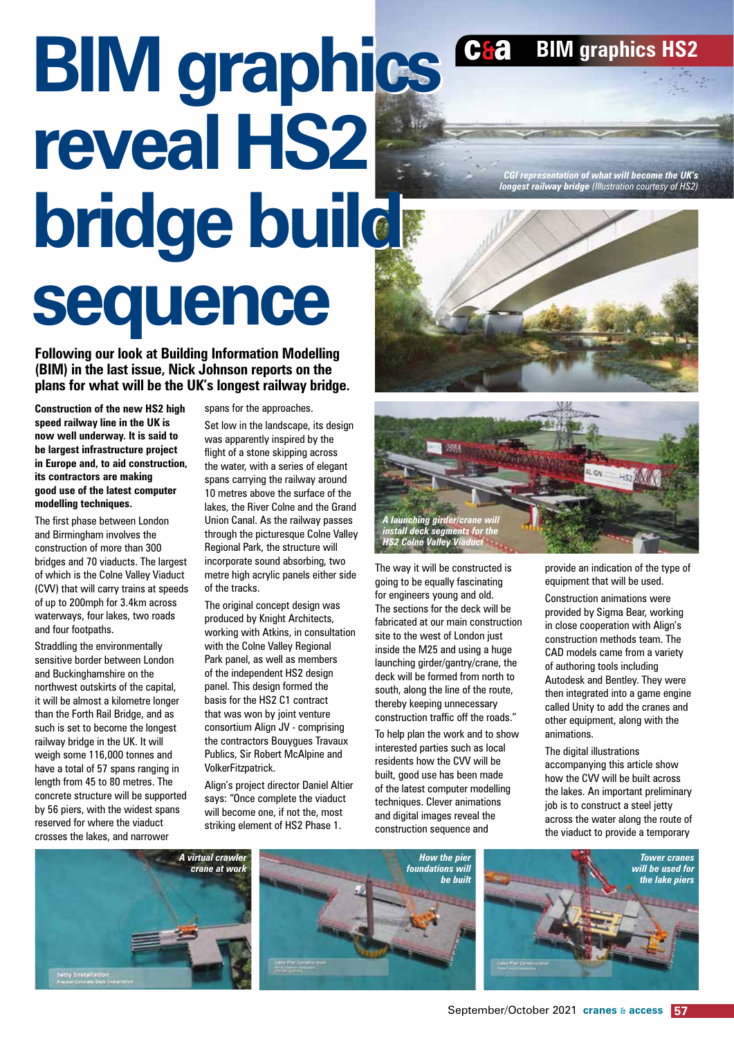# BIM graphics reveal HS2 bridge build sequence

**Following our look at Building Information Modelling (BIM) in the last issue, Nick Johnson reports on the plans for what will be the UK's longest railway bridge.**

*CGI representation of what will become the UK's longest railway bridge (Illustration courtesy of HS2)*

**Construction of the new HS2 high speed railway line in the UK is now well underway. It is said to be largest infrastructure project in Europe and, to aid construction, its contractors are making good use of the latest computer modelling techniques.**

The first phase between London and Birmingham involves the construction of more than 300 bridges and 70 viaducts. The largest of which is the Colne Valley Viaduct (CVV) that will carry trains at speeds of up to 200mph for 3.4km across waterways, four lakes, two roads and four footpaths.

Straddling the environmentally sensitive border between London and Buckinghamshire on the northwest outskirts of the capital, it will be almost a kilometre longer than the Forth Rail Bridge, and as such is set to become the longest railway bridge in the UK. It will weigh some 116,000 tonnes and have a total of 57 spans ranging in length from 45 to 80 metres. The concrete structure will be supported by 56 piers, with the widest spans reserved for where the viaduct crosses the lakes, and narrower spans for the approaches.

Set low in the landscape, its design was apparently inspired by the flight of a stone skipping across the water, with a series of elegant spans carrying the railway around 10 metres above the surface of the lakes, the River Colne and the Grand Union Canal. As the railway passes through the picturesque Colne Valley Regional Park, the structure will incorporate sound absorbing, two metre high acrylic panels either side of the tracks.

The original concept design was produced by Knight Architects, working with Atkins, in consultation with the Colne Valley Regional Park panel, as well as members of the independent HS2 design panel. This design formed the basis for the HS2 C1 contract that was won by joint venture consortium Align JV - comprising the contractors Bouygues Travaux Publics, Sir Robert McAlpine and VolkerFitzpatrick.

Align's project director Daniel Altier says: "Once complete the viaduct will become one, if not the, most striking element of HS2 Phase 1.

*A launching girder/crane will install deck segments for the HS2 Colne Valley Viaduct*

The way it will be constructed is going to be equally fascinating for engineers young and old. The sections for the deck will be fabricated at our main construction site to the west of London just inside the M25 and using a huge launching girder/gantry/crane, the deck will be formed from north to south, along the line of the route, thereby keeping unnecessary construction traffic off the roads."

To help plan the work and to show interested parties such as local residents how the CVV will be built, good use has been made of the latest computer modelling techniques. Clever animations and digital images reveal the construction sequence and provide an indication of the type of equipment that will be used.

Construction animations were provided by Sigma Bear, working in close cooperation with Align's construction methods team. The CAD models came from a variety of authoring tools including Autodesk and Bentley. They were then integrated into a game engine called Unity to add the cranes and other equipment, along with the animations.

The digital illustrations accompanying this article show how the CVV will be built across the lakes. An important preliminary job is to construct a steel jetty across the water along the route of the viaduct to provide a temporary

*A virtual crawler crane at work*

*How the pier foundations will be built*

*Tower cranes will be used for the lake piers*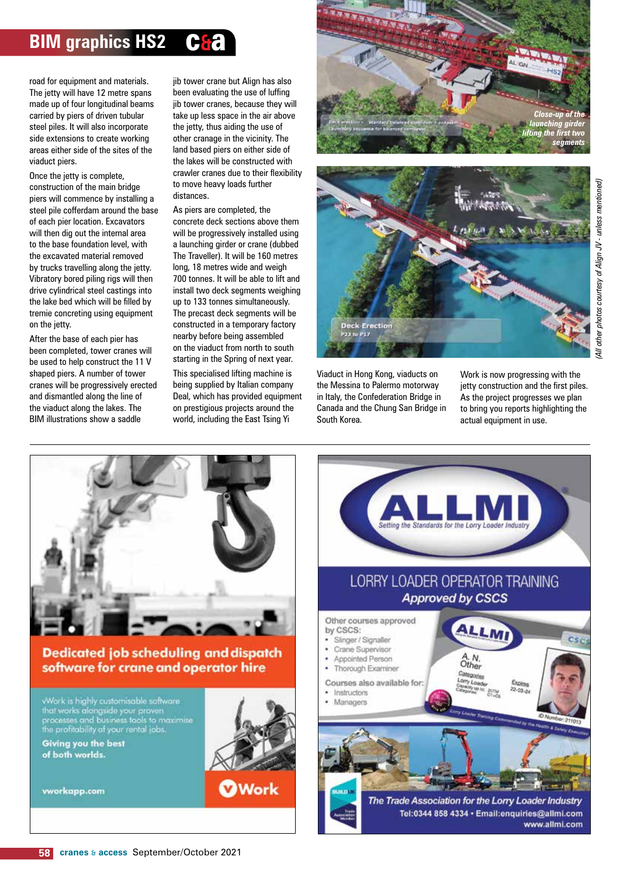road for equipment and materials. The jetty will have 12 metre spans made up of four longitudinal beams carried by piers of driven tubular steel piles. It will also incorporate side extensions to create working areas either side of the sites of the viaduct piers.

Once the jetty is complete, construction of the main bridge piers will commence by installing a steel pile cofferdam around the base of each pier location. Excavators will then dig out the internal area to the base foundation level, with the excavated material removed by trucks travelling along the jetty. Vibratory bored piling rigs will then drive cylindrical steel castings into the lake bed which will be filled by tremie concreting using equipment on the jetty.

After the base of each pier has been completed, tower cranes will be used to help construct the 11 V shaped piers. A number of tower cranes will be progressively erected and dismantled along the line of the viaduct along the lakes. The BIM illustrations show a saddle jib tower crane but Align has also been evaluating the use of luffing jib tower cranes, because they will take up less space in the air above the jetty, thus aiding the use of other cranage in the vicinity. The land based piers on either side of the lakes will be constructed with crawler cranes due to their flexibility to move heavy loads further distances.

As piers are completed, the concrete deck sections above them will be progressively installed using a launching girder or crane (dubbed The Traveller). It will be 160 metres long, 18 metres wide and weigh 700 tonnes. It will be able to lift and install two deck segments weighing up to 133 tonnes simultaneously. The precast deck segments will be constructed in a temporary factory nearby before being assembled on the viaduct from north to south starting in the Spring of next year.

This specialised lifting machine is being supplied by Italian company Deal, which has provided equipment on prestigious projects around the world, including the East Tsing Yi Viaduct in Hong Kong, viaducts on the Messina to Palermo motorway in Italy, the Confederation Bridge in Canada and the Chung San Bridge in South Korea.

Work is now progressing with the jetty construction and the first piles. As the project progresses we plan to bring you reports highlighting the actual equipment in use.

*Close-up of the launching girder lifting the first two segments*

*(All other photos courtesy of Align JV - unless mentioned)*